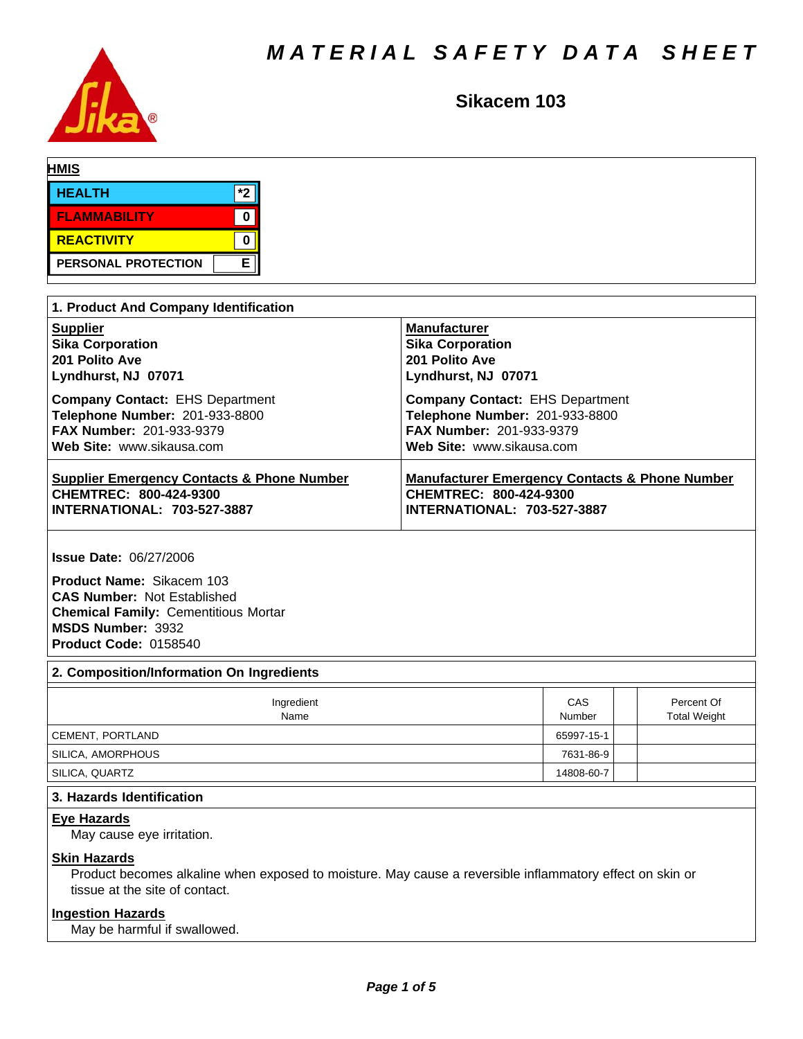# MATERIAL SAFETY DATA SHEET

## Sikacem 103

**HMIS**

| | |
|---|---|
| HEALTH | *2 |
| FLAMMABILITY | 0 |
| REACTIVITY | 0 |
| PERSONAL PROTECTION | E |

## 1. Product And Company Identification

**Supplier**
**Sika Corporation**
**201 Polito Ave**
**Lyndhurst, NJ 07071**

**Company Contact:** EHS Department
**Telephone Number:** 201-933-8800
**FAX Number:** 201-933-9379
**Web Site:** www.sikausa.com

**Manufacturer**
**Sika Corporation**
**201 Polito Ave**
**Lyndhurst, NJ 07071**

**Company Contact:** EHS Department
**Telephone Number:** 201-933-8800
**FAX Number:** 201-933-9379
**Web Site:** www.sikausa.com

**Supplier Emergency Contacts & Phone Number**
**CHEMTREC: 800-424-9300**
**INTERNATIONAL: 703-527-3887**

**Manufacturer Emergency Contacts & Phone Number**
**CHEMTREC: 800-424-9300**
**INTERNATIONAL: 703-527-3887**

**Issue Date:** 06/27/2006

**Product Name:** Sikacem 103
**CAS Number:** Not Established
**Chemical Family:** Cementitious Mortar
**MSDS Number:** 3932
**Product Code:** 0158540

## 2. Composition/Information On Ingredients

| Ingredient Name | CAS Number | | Percent Of Total Weight |
|---|---|---|---|
| CEMENT, PORTLAND | 65997-15-1 | | |
| SILICA, AMORPHOUS | 7631-86-9 | | |
| SILICA, QUARTZ | 14808-60-7 | | |

## 3. Hazards Identification

**Eye Hazards**

May cause eye irritation.

**Skin Hazards**

Product becomes alkaline when exposed to moisture. May cause a reversible inflammatory effect on skin or tissue at the site of contact.

**Ingestion Hazards**

May be harmful if swallowed.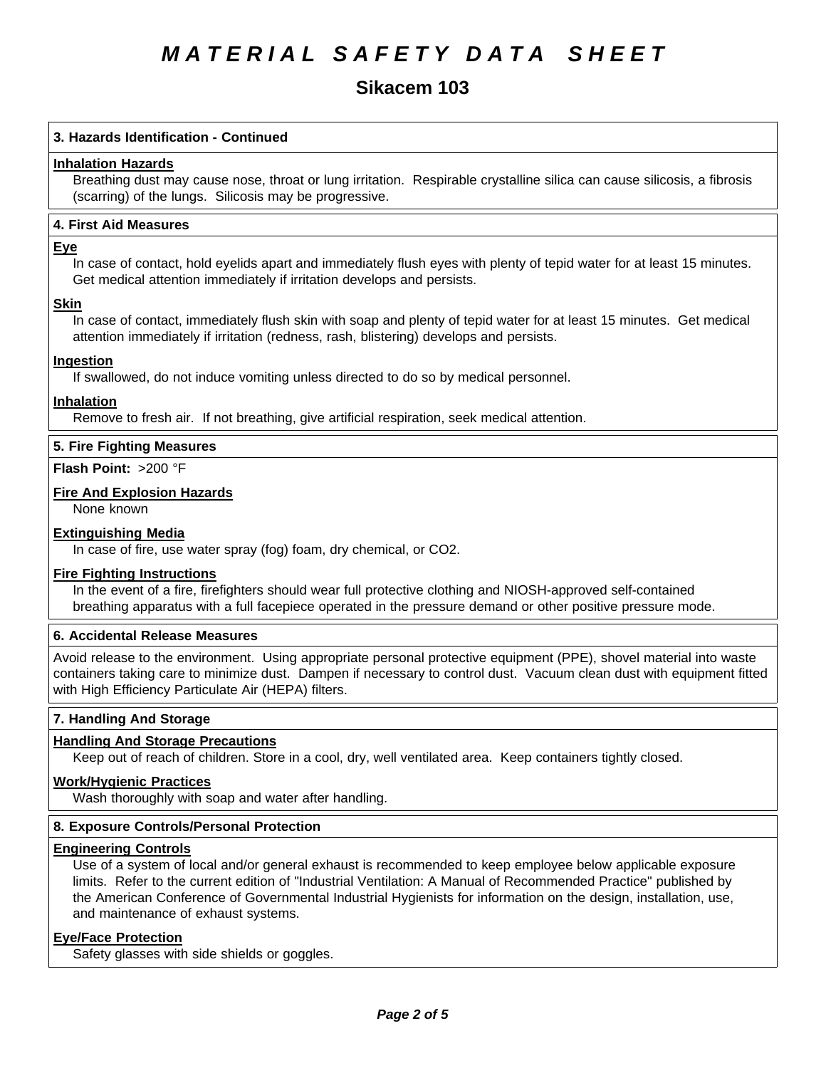# MATERIAL SAFETY DATA SHEET

## Sikacem 103

### 3. Hazards Identification - Continued

**Inhalation Hazards**

Breathing dust may cause nose, throat or lung irritation. Respirable crystalline silica can cause silicosis, a fibrosis (scarring) of the lungs. Silicosis may be progressive.

### 4. First Aid Measures

**Eye**

In case of contact, hold eyelids apart and immediately flush eyes with plenty of tepid water for at least 15 minutes. Get medical attention immediately if irritation develops and persists.

**Skin**

In case of contact, immediately flush skin with soap and plenty of tepid water for at least 15 minutes. Get medical attention immediately if irritation (redness, rash, blistering) develops and persists.

**Ingestion**

If swallowed, do not induce vomiting unless directed to do so by medical personnel.

**Inhalation**

Remove to fresh air. If not breathing, give artificial respiration, seek medical attention.

### 5. Fire Fighting Measures

**Flash Point:** >200 °F

**Fire And Explosion Hazards**

None known

**Extinguishing Media**

In case of fire, use water spray (fog) foam, dry chemical, or $CO_2$.

**Fire Fighting Instructions**

In the event of a fire, firefighters should wear full protective clothing and NIOSH-approved self-contained breathing apparatus with a full facepiece operated in the pressure demand or other positive pressure mode.

### 6. Accidental Release Measures

Avoid release to the environment. Using appropriate personal protective equipment (PPE), shovel material into waste containers taking care to minimize dust. Dampen if necessary to control dust. Vacuum clean dust with equipment fitted with High Efficiency Particulate Air (HEPA) filters.

### 7. Handling And Storage

**Handling And Storage Precautions**

Keep out of reach of children. Store in a cool, dry, well ventilated area. Keep containers tightly closed.

**Work/Hygienic Practices**

Wash thoroughly with soap and water after handling.

### 8. Exposure Controls/Personal Protection

**Engineering Controls**

Use of a system of local and/or general exhaust is recommended to keep employee below applicable exposure limits. Refer to the current edition of "Industrial Ventilation: A Manual of Recommended Practice" published by the American Conference of Governmental Industrial Hygienists for information on the design, installation, use, and maintenance of exhaust systems.

**Eye/Face Protection**

Safety glasses with side shields or goggles.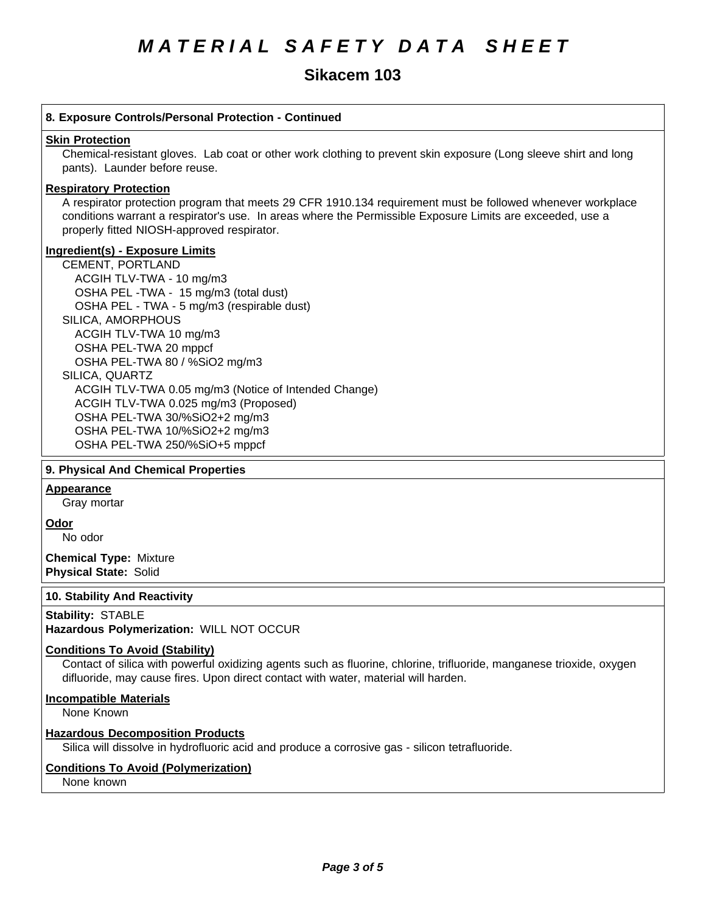# MATERIAL SAFETY DATA SHEET

## Sikacem 103

### 8. Exposure Controls/Personal Protection - Continued

**Skin Protection**

Chemical-resistant gloves. Lab coat or other work clothing to prevent skin exposure (Long sleeve shirt and long pants). Launder before reuse.

**Respiratory Protection**

A respirator protection program that meets 29 CFR 1910.134 requirement must be followed whenever workplace conditions warrant a respirator's use. In areas where the Permissible Exposure Limits are exceeded, use a properly fitted NIOSH-approved respirator.

**Ingredient(s) - Exposure Limits**

CEMENT, PORTLAND
- ACGIH TLV-TWA - 10 mg/m3
- OSHA PEL -TWA - 15 mg/m3 (total dust)
- OSHA PEL - TWA - 5 mg/m3 (respirable dust)

SILICA, AMORPHOUS
- ACGIH TLV-TWA 10 mg/m3
- OSHA PEL-TWA 20 mppcf
- OSHA PEL-TWA 80 / %SiO2 mg/m3

SILICA, QUARTZ
- ACGIH TLV-TWA 0.05 mg/m3 (Notice of Intended Change)
- ACGIH TLV-TWA 0.025 mg/m3 (Proposed)
- OSHA PEL-TWA 30/%SiO2+2 mg/m3
- OSHA PEL-TWA 10/%SiO2+2 mg/m3
- OSHA PEL-TWA 250/%SiO+5 mppcf

### 9. Physical And Chemical Properties

**Appearance**

Gray mortar

**Odor**

No odor

**Chemical Type:** Mixture
**Physical State:** Solid

### 10. Stability And Reactivity

**Stability:** STABLE
**Hazardous Polymerization:** WILL NOT OCCUR

**Conditions To Avoid (Stability)**

Contact of silica with powerful oxidizing agents such as fluorine, chlorine, trifluoride, manganese trioxide, oxygen difluoride, may cause fires. Upon direct contact with water, material will harden.

**Incompatible Materials**

None Known

**Hazardous Decomposition Products**

Silica will dissolve in hydrofluoric acid and produce a corrosive gas - silicon tetrafluoride.

**Conditions To Avoid (Polymerization)**

None known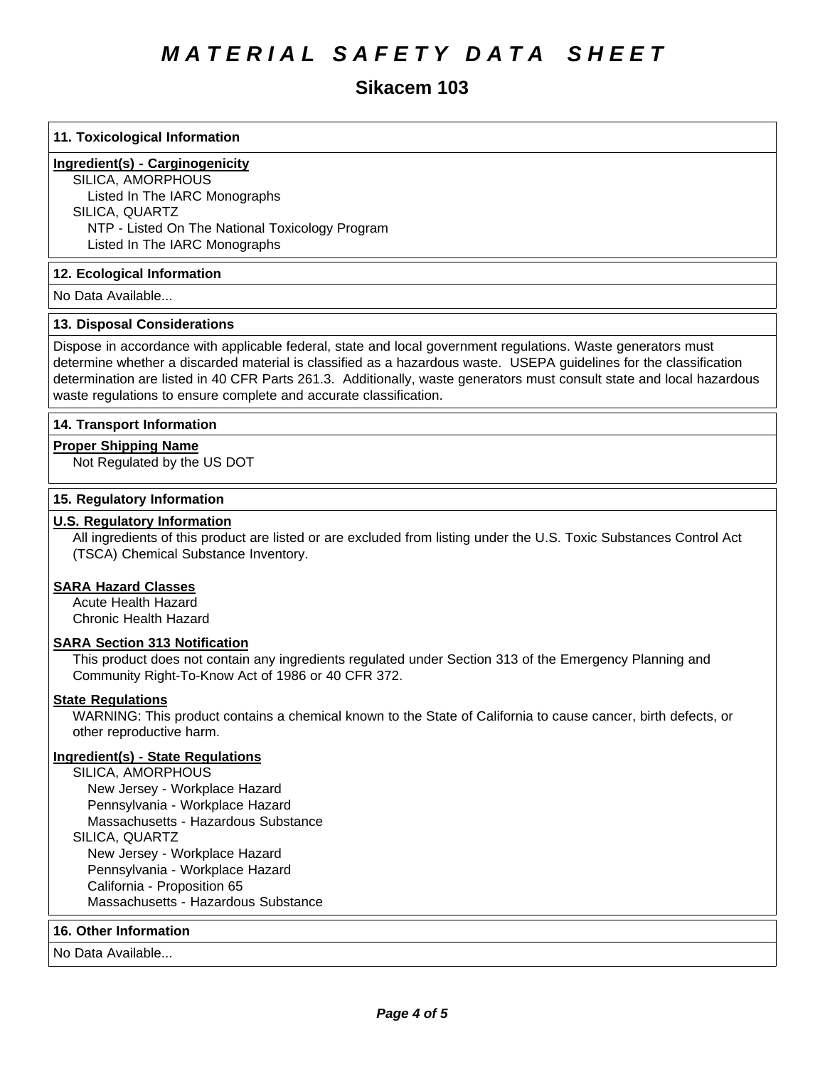# MATERIAL SAFETY DATA SHEET

## Sikacem 103

### 11. Toxicological Information

**Ingredient(s) - Carginogenicity**

SILICA, AMORPHOUS
- Listed In The IARC Monographs

SILICA, QUARTZ
- NTP - Listed On The National Toxicology Program
- Listed In The IARC Monographs

### 12. Ecological Information

No Data Available...

### 13. Disposal Considerations

Dispose in accordance with applicable federal, state and local government regulations. Waste generators must determine whether a discarded material is classified as a hazardous waste. USEPA guidelines for the classification determination are listed in 40 CFR Parts 261.3. Additionally, waste generators must consult state and local hazardous waste regulations to ensure complete and accurate classification.

### 14. Transport Information

**Proper Shipping Name**

Not Regulated by the US DOT

### 15. Regulatory Information

**U.S. Regulatory Information**

All ingredients of this product are listed or are excluded from listing under the U.S. Toxic Substances Control Act (TSCA) Chemical Substance Inventory.

**SARA Hazard Classes**

Acute Health Hazard
Chronic Health Hazard

**SARA Section 313 Notification**

This product does not contain any ingredients regulated under Section 313 of the Emergency Planning and Community Right-To-Know Act of 1986 or 40 CFR 372.

**State Regulations**

WARNING: This product contains a chemical known to the State of California to cause cancer, birth defects, or other reproductive harm.

**Ingredient(s) - State Regulations**

SILICA, AMORPHOUS
- New Jersey - Workplace Hazard
- Pennsylvania - Workplace Hazard
- Massachusetts - Hazardous Substance

SILICA, QUARTZ
- New Jersey - Workplace Hazard
- Pennsylvania - Workplace Hazard
- California - Proposition 65
- Massachusetts - Hazardous Substance

### 16. Other Information

No Data Available...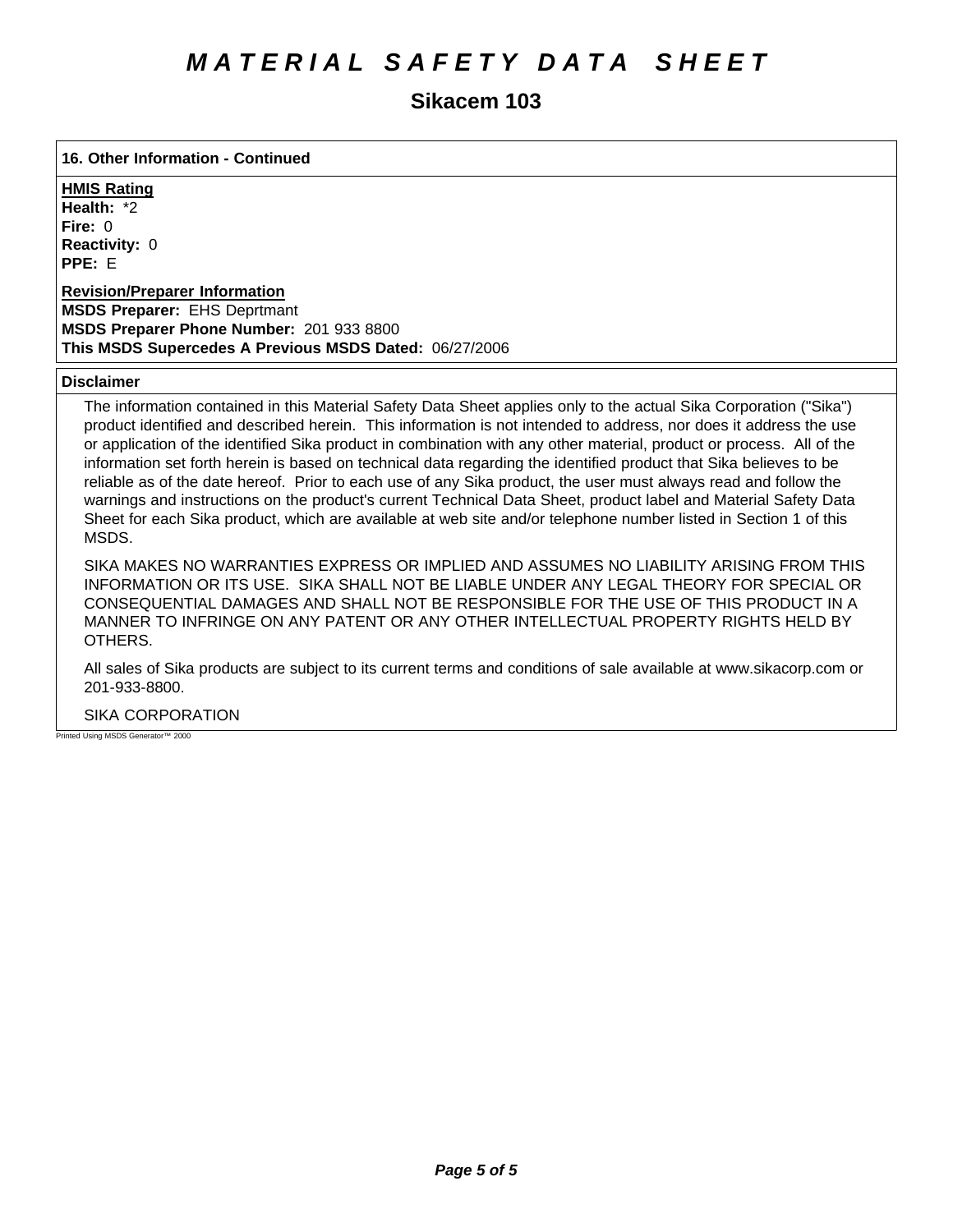# MATERIAL SAFETY DATA SHEET

## Sikacem 103

### 16. Other Information - Continued

**HMIS Rating**
**Health:** *2
**Fire:** 0
**Reactivity:** 0
**PPE:** E

**Revision/Preparer Information**
**MSDS Preparer:** EHS Deprtmant
**MSDS Preparer Phone Number:** 201 933 8800
**This MSDS Supercedes A Previous MSDS Dated:** 06/27/2006

### Disclaimer

The information contained in this Material Safety Data Sheet applies only to the actual Sika Corporation ("Sika") product identified and described herein. This information is not intended to address, nor does it address the use or application of the identified Sika product in combination with any other material, product or process. All of the information set forth herein is based on technical data regarding the identified product that Sika believes to be reliable as of the date hereof. Prior to each use of any Sika product, the user must always read and follow the warnings and instructions on the product's current Technical Data Sheet, product label and Material Safety Data Sheet for each Sika product, which are available at web site and/or telephone number listed in Section 1 of this MSDS.

SIKA MAKES NO WARRANTIES EXPRESS OR IMPLIED AND ASSUMES NO LIABILITY ARISING FROM THIS INFORMATION OR ITS USE. SIKA SHALL NOT BE LIABLE UNDER ANY LEGAL THEORY FOR SPECIAL OR CONSEQUENTIAL DAMAGES AND SHALL NOT BE RESPONSIBLE FOR THE USE OF THIS PRODUCT IN A MANNER TO INFRINGE ON ANY PATENT OR ANY OTHER INTELLECTUAL PROPERTY RIGHTS HELD BY OTHERS.

All sales of Sika products are subject to its current terms and conditions of sale available at www.sikacorp.com or 201-933-8800.

SIKA CORPORATION

Printed Using MSDS Generator™ 2000